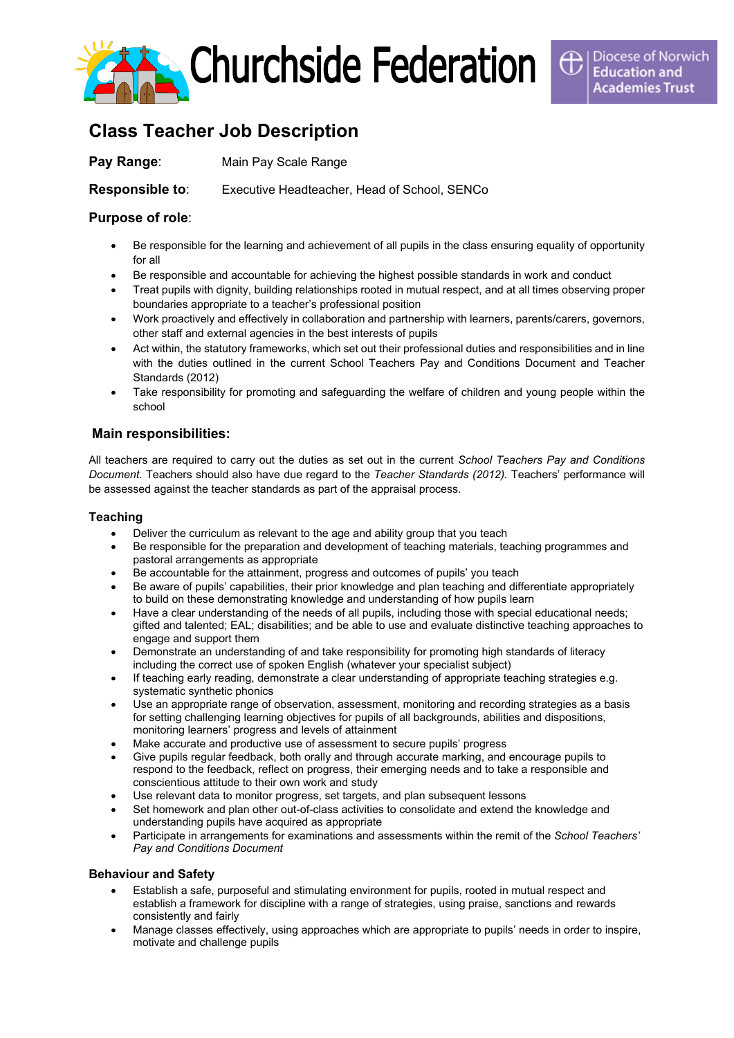# Churchside Federation

Diocese of Norwich Education and Academies Trust

## Class Teacher Job Description

**Pay Range**: Main Pay Scale Range

**Responsible to**: Executive Headteacher, Head of School, SENCo

### Purpose of role:

- Be responsible for the learning and achievement of all pupils in the class ensuring equality of opportunity for all
- Be responsible and accountable for achieving the highest possible standards in work and conduct
- Treat pupils with dignity, building relationships rooted in mutual respect, and at all times observing proper boundaries appropriate to a teacher's professional position
- Work proactively and effectively in collaboration and partnership with learners, parents/carers, governors, other staff and external agencies in the best interests of pupils
- Act within, the statutory frameworks, which set out their professional duties and responsibilities and in line with the duties outlined in the current School Teachers Pay and Conditions Document and Teacher Standards (2012)
- Take responsibility for promoting and safeguarding the welfare of children and young people within the school

### Main responsibilities:

All teachers are required to carry out the duties as set out in the current *School Teachers Pay and Conditions Document.* Teachers should also have due regard to the *Teacher Standards (2012).* Teachers' performance will be assessed against the teacher standards as part of the appraisal process.

#### Teaching

- Deliver the curriculum as relevant to the age and ability group that you teach
- Be responsible for the preparation and development of teaching materials, teaching programmes and pastoral arrangements as appropriate
- Be accountable for the attainment, progress and outcomes of pupils' you teach
- Be aware of pupils' capabilities, their prior knowledge and plan teaching and differentiate appropriately to build on these demonstrating knowledge and understanding of how pupils learn
- Have a clear understanding of the needs of all pupils, including those with special educational needs; gifted and talented; EAL; disabilities; and be able to use and evaluate distinctive teaching approaches to engage and support them
- Demonstrate an understanding of and take responsibility for promoting high standards of literacy including the correct use of spoken English (whatever your specialist subject)
- If teaching early reading, demonstrate a clear understanding of appropriate teaching strategies e.g. systematic synthetic phonics
- Use an appropriate range of observation, assessment, monitoring and recording strategies as a basis for setting challenging learning objectives for pupils of all backgrounds, abilities and dispositions, monitoring learners' progress and levels of attainment
- Make accurate and productive use of assessment to secure pupils' progress
- Give pupils regular feedback, both orally and through accurate marking, and encourage pupils to respond to the feedback, reflect on progress, their emerging needs and to take a responsible and conscientious attitude to their own work and study
- Use relevant data to monitor progress, set targets, and plan subsequent lessons
- Set homework and plan other out-of-class activities to consolidate and extend the knowledge and understanding pupils have acquired as appropriate
- Participate in arrangements for examinations and assessments within the remit of the *School Teachers' Pay and Conditions Document*

#### Behaviour and Safety

- Establish a safe, purposeful and stimulating environment for pupils, rooted in mutual respect and establish a framework for discipline with a range of strategies, using praise, sanctions and rewards consistently and fairly
- Manage classes effectively, using approaches which are appropriate to pupils' needs in order to inspire, motivate and challenge pupils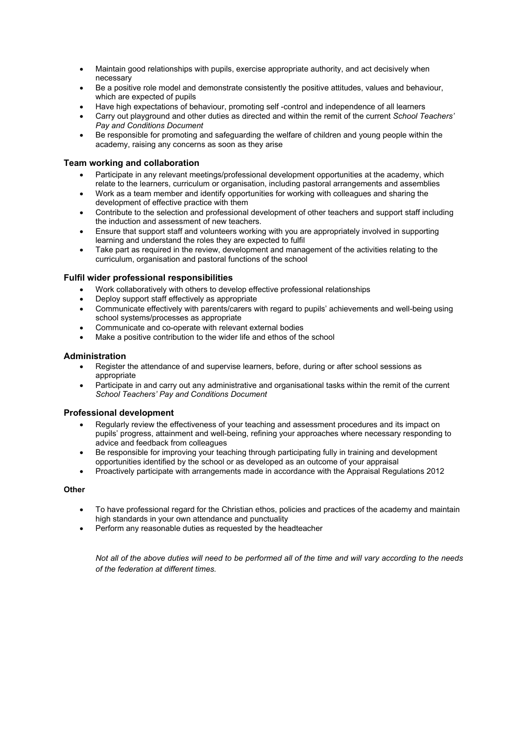- Maintain good relationships with pupils, exercise appropriate authority, and act decisively when necessary
- Be a positive role model and demonstrate consistently the positive attitudes, values and behaviour, which are expected of pupils
- Have high expectations of behaviour, promoting self -control and independence of all learners
- Carry out playground and other duties as directed and within the remit of the current *School Teachers' Pay and Conditions Document*
- Be responsible for promoting and safeguarding the welfare of children and young people within the academy, raising any concerns as soon as they arise

### Team working and collaboration

- Participate in any relevant meetings/professional development opportunities at the academy, which relate to the learners, curriculum or organisation, including pastoral arrangements and assemblies
- Work as a team member and identify opportunities for working with colleagues and sharing the development of effective practice with them
- Contribute to the selection and professional development of other teachers and support staff including the induction and assessment of new teachers.
- Ensure that support staff and volunteers working with you are appropriately involved in supporting learning and understand the roles they are expected to fulfil
- Take part as required in the review, development and management of the activities relating to the curriculum, organisation and pastoral functions of the school

### Fulfil wider professional responsibilities

- Work collaboratively with others to develop effective professional relationships
- Deploy support staff effectively as appropriate
- Communicate effectively with parents/carers with regard to pupils' achievements and well-being using school systems/processes as appropriate
- Communicate and co-operate with relevant external bodies
- Make a positive contribution to the wider life and ethos of the school

### Administration

- Register the attendance of and supervise learners, before, during or after school sessions as appropriate
- Participate in and carry out any administrative and organisational tasks within the remit of the current *School Teachers' Pay and Conditions Document*

### Professional development

- Regularly review the effectiveness of your teaching and assessment procedures and its impact on pupils' progress, attainment and well-being, refining your approaches where necessary responding to advice and feedback from colleagues
- Be responsible for improving your teaching through participating fully in training and development opportunities identified by the school or as developed as an outcome of your appraisal
- Proactively participate with arrangements made in accordance with the Appraisal Regulations 2012

**Other**

- To have professional regard for the Christian ethos, policies and practices of the academy and maintain high standards in your own attendance and punctuality
- Perform any reasonable duties as requested by the headteacher

*Not all of the above duties will need to be performed all of the time and will vary according to the needs of the federation at different times.*